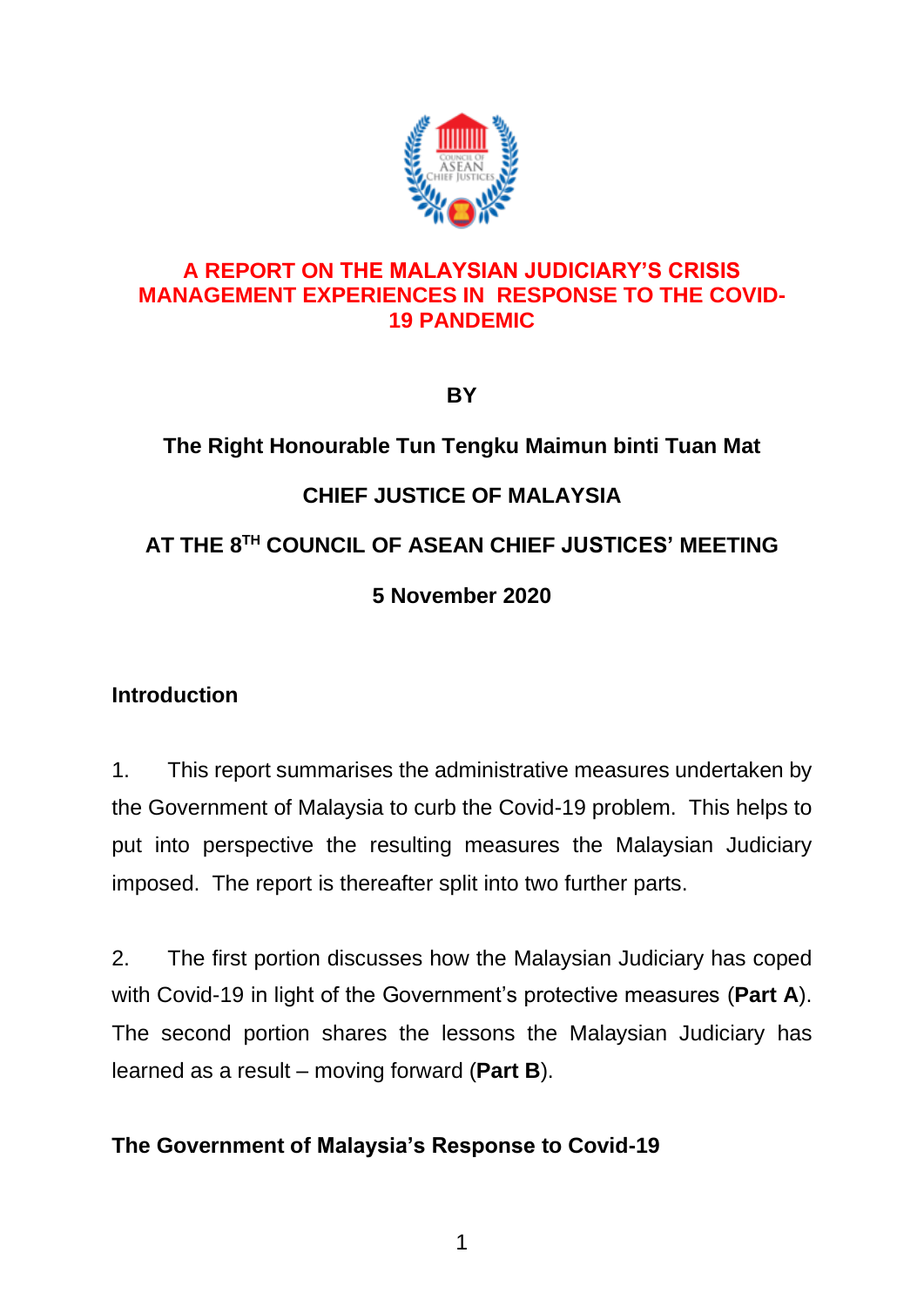# A REPORT ON THE MALAYSIAN JUDICIARY'S CRISIS MANAGEMENT EXPERIENCES IN RESPONSE TO THE COVID-19 PANDEMIC

**BY**

**The Right Honourable Tun Tengku Maimun binti Tuan Mat**

**CHIEF JUSTICE OF MALAYSIA**

**AT THE 8TH COUNCIL OF ASEAN CHIEF JUSTICES' MEETING**

**5 November 2020**

## Introduction

1. This report summarises the administrative measures undertaken by the Government of Malaysia to curb the Covid-19 problem. This helps to put into perspective the resulting measures the Malaysian Judiciary imposed. The report is thereafter split into two further parts.

2. The first portion discusses how the Malaysian Judiciary has coped with Covid-19 in light of the Government's protective measures (**Part A**). The second portion shares the lessons the Malaysian Judiciary has learned as a result – moving forward (**Part B**).

## The Government of Malaysia's Response to Covid-19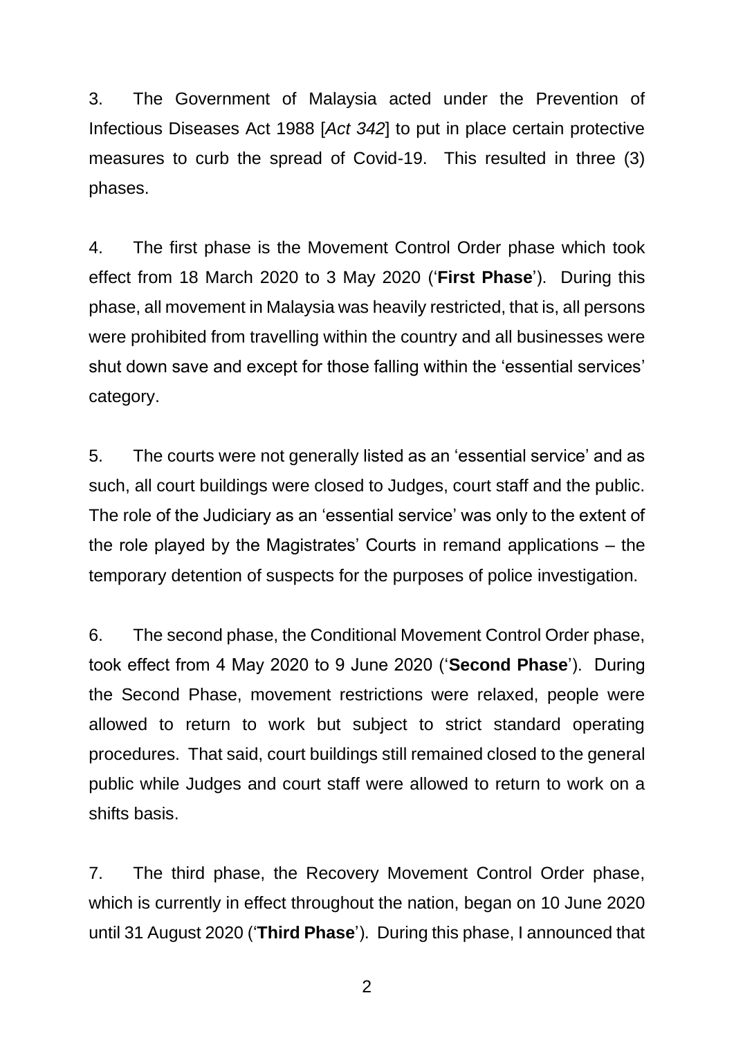3. The Government of Malaysia acted under the Prevention of Infectious Diseases Act 1988 [*Act 342*] to put in place certain protective measures to curb the spread of Covid-19. This resulted in three (3) phases.

4. The first phase is the Movement Control Order phase which took effect from 18 March 2020 to 3 May 2020 ('**First Phase**'). During this phase, all movement in Malaysia was heavily restricted, that is, all persons were prohibited from travelling within the country and all businesses were shut down save and except for those falling within the 'essential services' category.

5. The courts were not generally listed as an 'essential service' and as such, all court buildings were closed to Judges, court staff and the public. The role of the Judiciary as an 'essential service' was only to the extent of the role played by the Magistrates' Courts in remand applications – the temporary detention of suspects for the purposes of police investigation.

6. The second phase, the Conditional Movement Control Order phase, took effect from 4 May 2020 to 9 June 2020 ('**Second Phase**'). During the Second Phase, movement restrictions were relaxed, people were allowed to return to work but subject to strict standard operating procedures. That said, court buildings still remained closed to the general public while Judges and court staff were allowed to return to work on a shifts basis.

7. The third phase, the Recovery Movement Control Order phase, which is currently in effect throughout the nation, began on 10 June 2020 until 31 August 2020 ('**Third Phase**'). During this phase, I announced that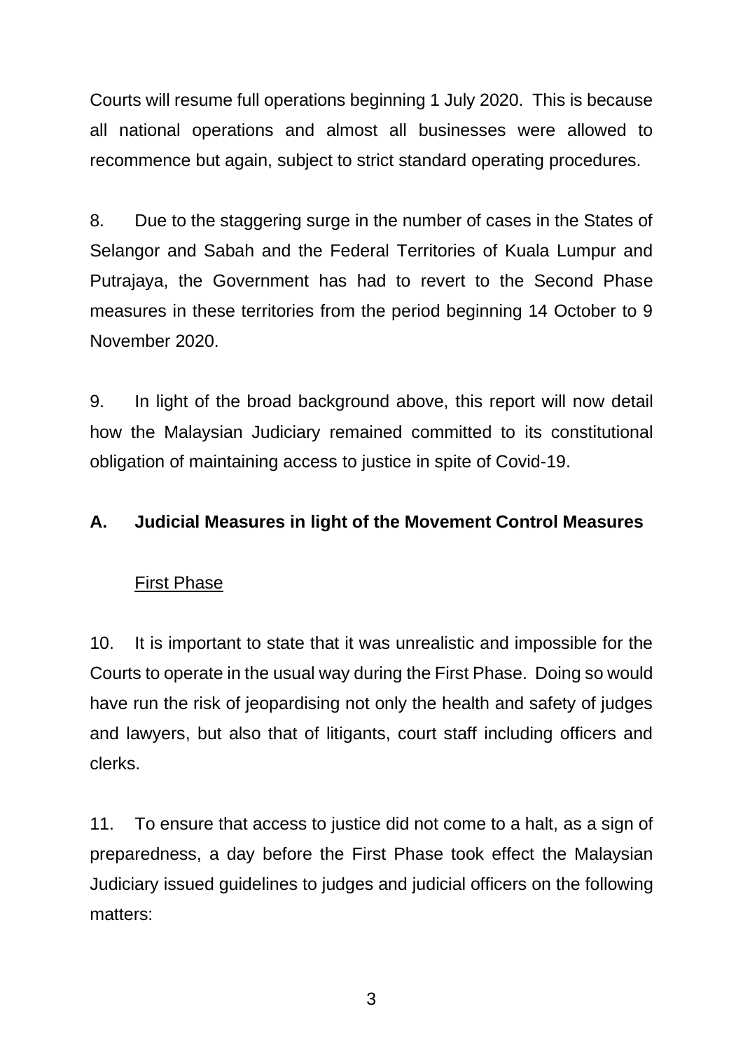Courts will resume full operations beginning 1 July 2020. This is because all national operations and almost all businesses were allowed to recommence but again, subject to strict standard operating procedures.

8. Due to the staggering surge in the number of cases in the States of Selangor and Sabah and the Federal Territories of Kuala Lumpur and Putrajaya, the Government has had to revert to the Second Phase measures in these territories from the period beginning 14 October to 9 November 2020.

9. In light of the broad background above, this report will now detail how the Malaysian Judiciary remained committed to its constitutional obligation of maintaining access to justice in spite of Covid-19.

## A. Judicial Measures in light of the Movement Control Measures

### First Phase

10. It is important to state that it was unrealistic and impossible for the Courts to operate in the usual way during the First Phase. Doing so would have run the risk of jeopardising not only the health and safety of judges and lawyers, but also that of litigants, court staff including officers and clerks.

11. To ensure that access to justice did not come to a halt, as a sign of preparedness, a day before the First Phase took effect the Malaysian Judiciary issued guidelines to judges and judicial officers on the following matters: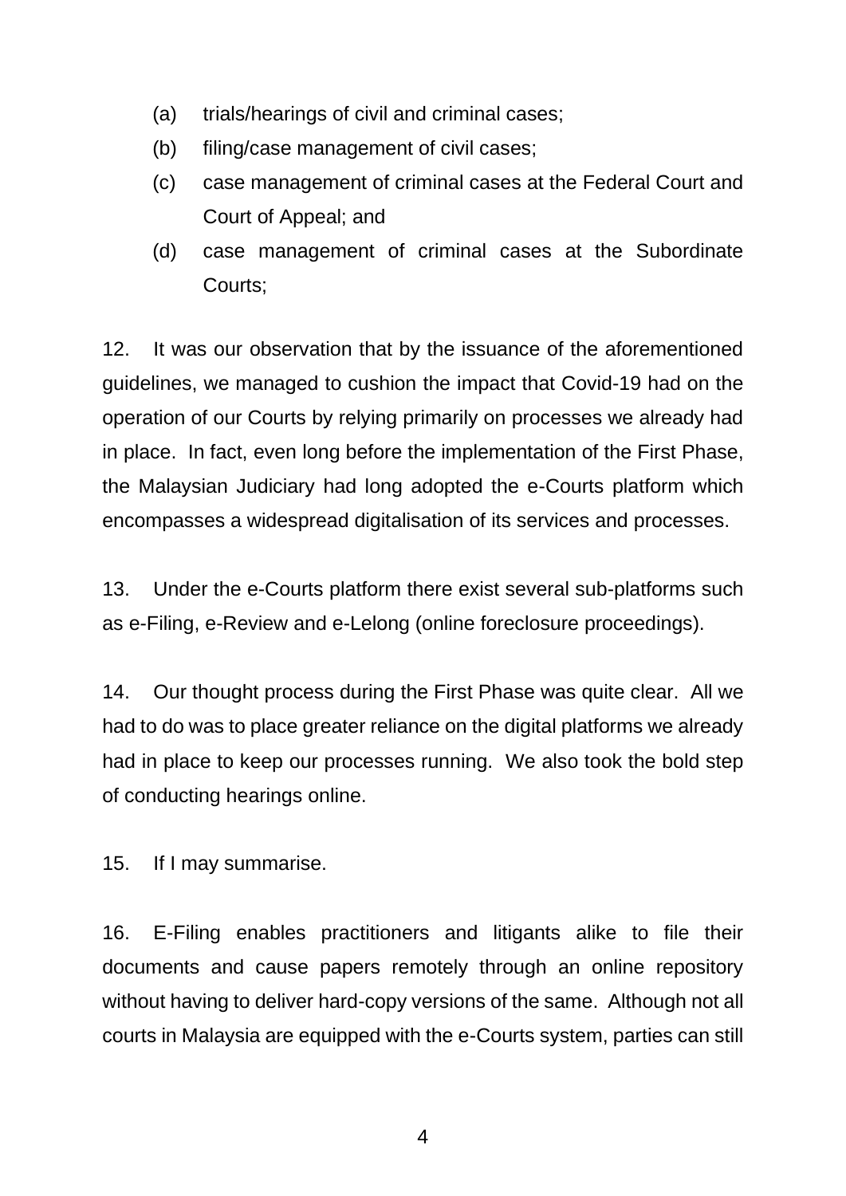(a) trials/hearings of civil and criminal cases;

(b) filing/case management of civil cases;

(c) case management of criminal cases at the Federal Court and Court of Appeal; and

(d) case management of criminal cases at the Subordinate Courts;

12. It was our observation that by the issuance of the aforementioned guidelines, we managed to cushion the impact that Covid-19 had on the operation of our Courts by relying primarily on processes we already had in place. In fact, even long before the implementation of the First Phase, the Malaysian Judiciary had long adopted the e-Courts platform which encompasses a widespread digitalisation of its services and processes.

13. Under the e-Courts platform there exist several sub-platforms such as e-Filing, e-Review and e-Lelong (online foreclosure proceedings).

14. Our thought process during the First Phase was quite clear. All we had to do was to place greater reliance on the digital platforms we already had in place to keep our processes running. We also took the bold step of conducting hearings online.

15. If I may summarise.

16. E-Filing enables practitioners and litigants alike to file their documents and cause papers remotely through an online repository without having to deliver hard-copy versions of the same. Although not all courts in Malaysia are equipped with the e-Courts system, parties can still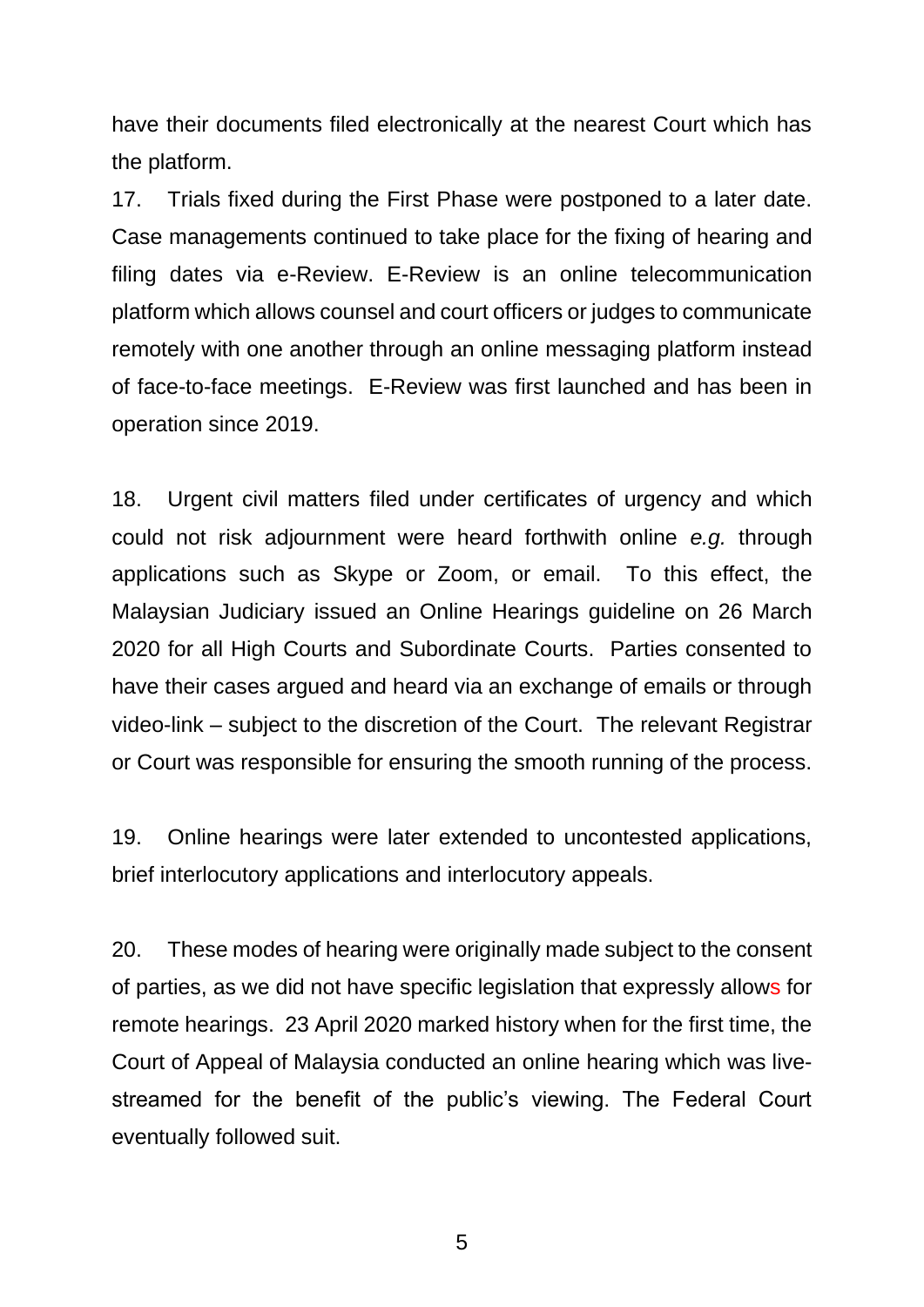have their documents filed electronically at the nearest Court which has the platform.

17. Trials fixed during the First Phase were postponed to a later date. Case managements continued to take place for the fixing of hearing and filing dates via e-Review. E-Review is an online telecommunication platform which allows counsel and court officers or judges to communicate remotely with one another through an online messaging platform instead of face-to-face meetings. E-Review was first launched and has been in operation since 2019.

18. Urgent civil matters filed under certificates of urgency and which could not risk adjournment were heard forthwith online *e.g.* through applications such as Skype or Zoom, or email. To this effect, the Malaysian Judiciary issued an Online Hearings guideline on 26 March 2020 for all High Courts and Subordinate Courts. Parties consented to have their cases argued and heard via an exchange of emails or through video-link – subject to the discretion of the Court. The relevant Registrar or Court was responsible for ensuring the smooth running of the process.

19. Online hearings were later extended to uncontested applications, brief interlocutory applications and interlocutory appeals.

20. These modes of hearing were originally made subject to the consent of parties, as we did not have specific legislation that expressly allows for remote hearings. 23 April 2020 marked history when for the first time, the Court of Appeal of Malaysia conducted an online hearing which was live-streamed for the benefit of the public's viewing. The Federal Court eventually followed suit.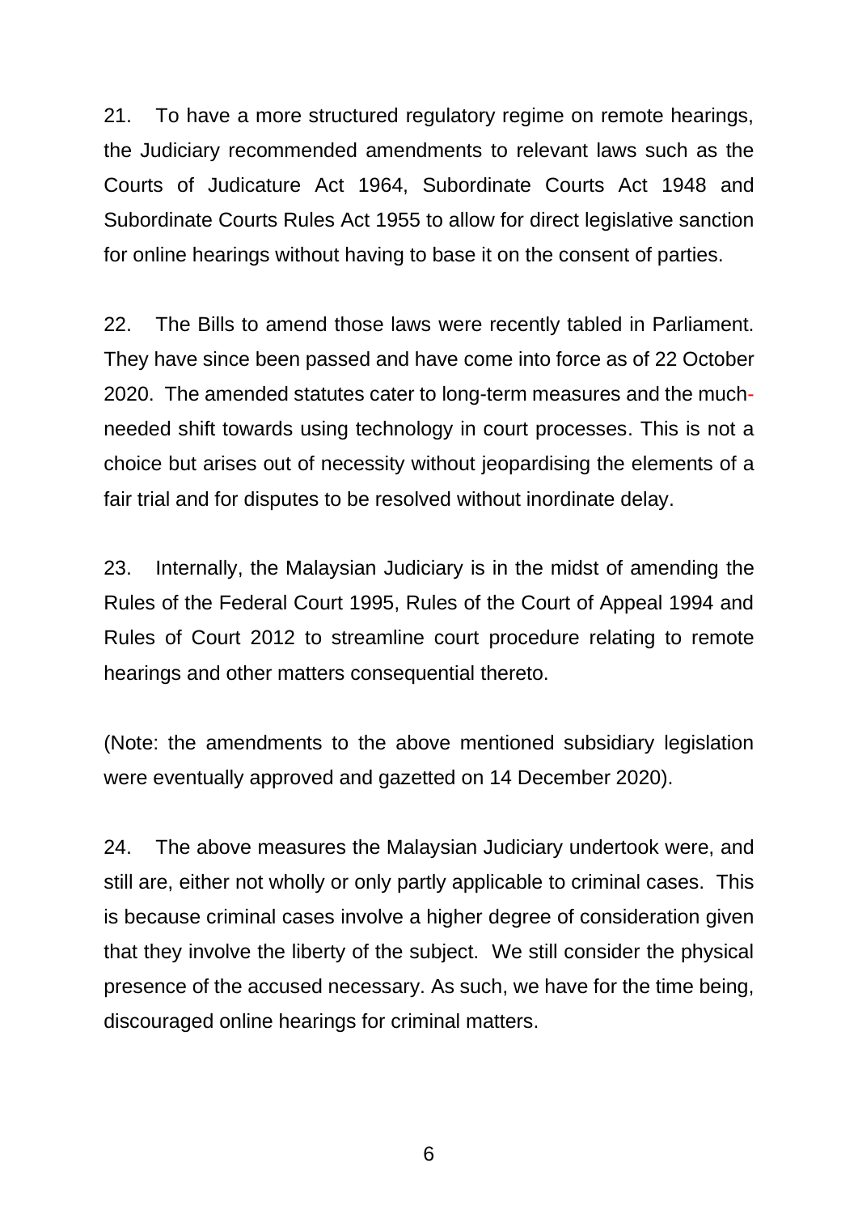21. To have a more structured regulatory regime on remote hearings, the Judiciary recommended amendments to relevant laws such as the Courts of Judicature Act 1964, Subordinate Courts Act 1948 and Subordinate Courts Rules Act 1955 to allow for direct legislative sanction for online hearings without having to base it on the consent of parties.

22. The Bills to amend those laws were recently tabled in Parliament. They have since been passed and have come into force as of 22 October 2020. The amended statutes cater to long-term measures and the much-needed shift towards using technology in court processes. This is not a choice but arises out of necessity without jeopardising the elements of a fair trial and for disputes to be resolved without inordinate delay.

23. Internally, the Malaysian Judiciary is in the midst of amending the Rules of the Federal Court 1995, Rules of the Court of Appeal 1994 and Rules of Court 2012 to streamline court procedure relating to remote hearings and other matters consequential thereto.

(Note: the amendments to the above mentioned subsidiary legislation were eventually approved and gazetted on 14 December 2020).

24. The above measures the Malaysian Judiciary undertook were, and still are, either not wholly or only partly applicable to criminal cases. This is because criminal cases involve a higher degree of consideration given that they involve the liberty of the subject. We still consider the physical presence of the accused necessary. As such, we have for the time being, discouraged online hearings for criminal matters.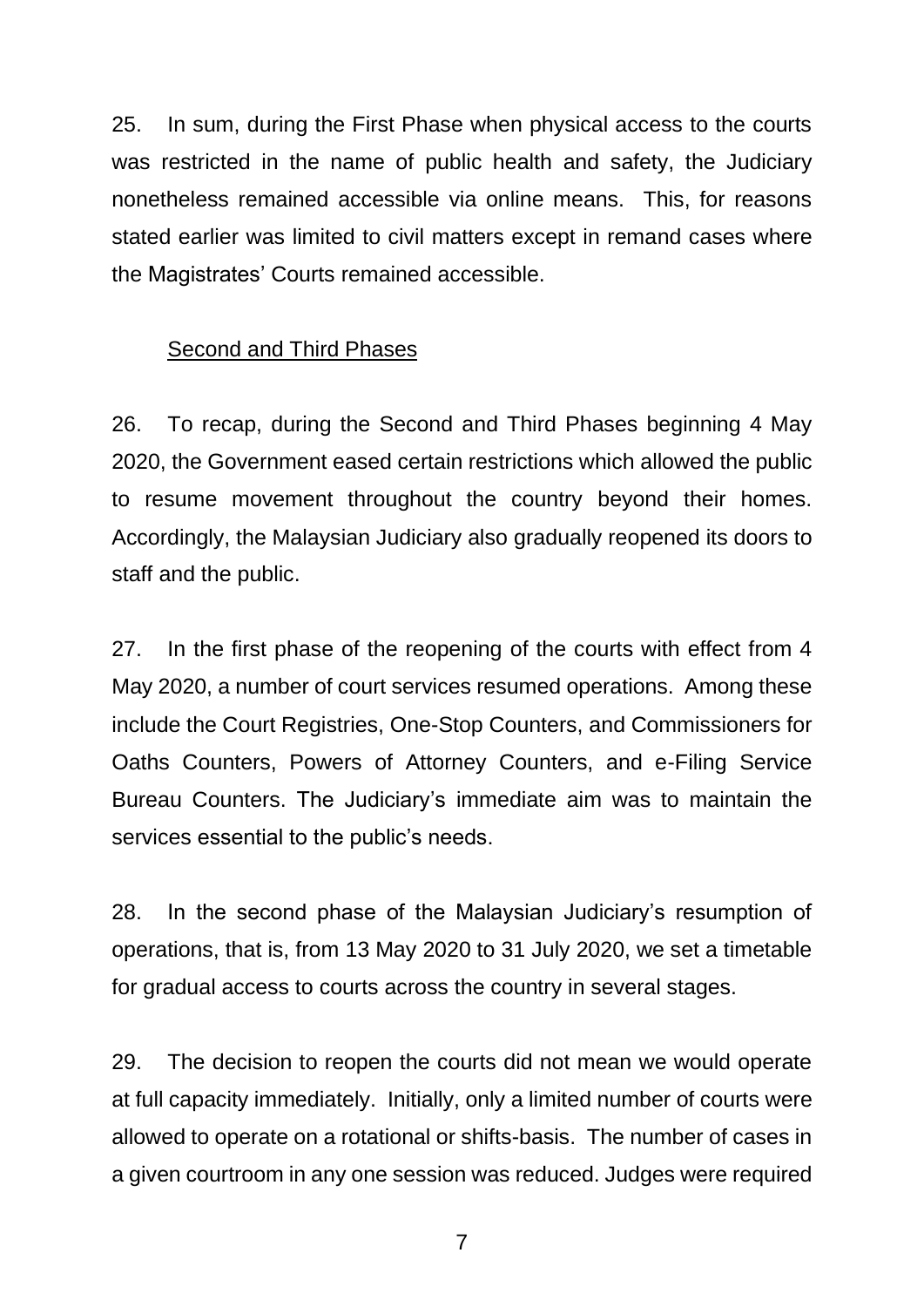25. In sum, during the First Phase when physical access to the courts was restricted in the name of public health and safety, the Judiciary nonetheless remained accessible via online means. This, for reasons stated earlier was limited to civil matters except in remand cases where the Magistrates' Courts remained accessible.

<u>Second and Third Phases</u>

26. To recap, during the Second and Third Phases beginning 4 May 2020, the Government eased certain restrictions which allowed the public to resume movement throughout the country beyond their homes. Accordingly, the Malaysian Judiciary also gradually reopened its doors to staff and the public.

27. In the first phase of the reopening of the courts with effect from 4 May 2020, a number of court services resumed operations. Among these include the Court Registries, One-Stop Counters, and Commissioners for Oaths Counters, Powers of Attorney Counters, and e-Filing Service Bureau Counters. The Judiciary's immediate aim was to maintain the services essential to the public's needs.

28. In the second phase of the Malaysian Judiciary's resumption of operations, that is, from 13 May 2020 to 31 July 2020, we set a timetable for gradual access to courts across the country in several stages.

29. The decision to reopen the courts did not mean we would operate at full capacity immediately. Initially, only a limited number of courts were allowed to operate on a rotational or shifts-basis. The number of cases in a given courtroom in any one session was reduced. Judges were required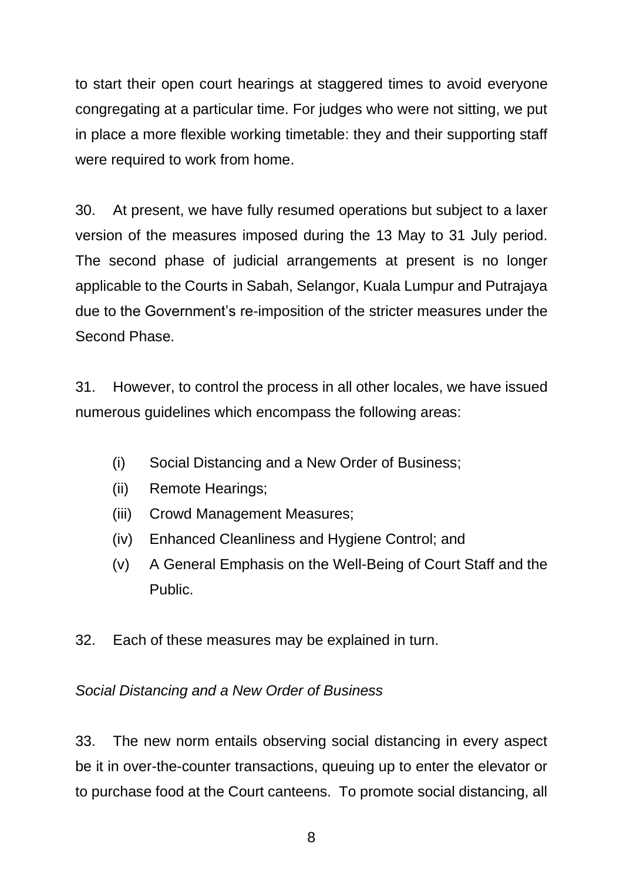to start their open court hearings at staggered times to avoid everyone congregating at a particular time. For judges who were not sitting, we put in place a more flexible working timetable: they and their supporting staff were required to work from home.

30. At present, we have fully resumed operations but subject to a laxer version of the measures imposed during the 13 May to 31 July period. The second phase of judicial arrangements at present is no longer applicable to the Courts in Sabah, Selangor, Kuala Lumpur and Putrajaya due to the Government's re-imposition of the stricter measures under the Second Phase.

31. However, to control the process in all other locales, we have issued numerous guidelines which encompass the following areas:

- (i) Social Distancing and a New Order of Business;
- (ii) Remote Hearings;
- (iii) Crowd Management Measures;
- (iv) Enhanced Cleanliness and Hygiene Control; and
- (v) A General Emphasis on the Well-Being of Court Staff and the Public.

32. Each of these measures may be explained in turn.

*Social Distancing and a New Order of Business*

33. The new norm entails observing social distancing in every aspect be it in over-the-counter transactions, queuing up to enter the elevator or to purchase food at the Court canteens. To promote social distancing, all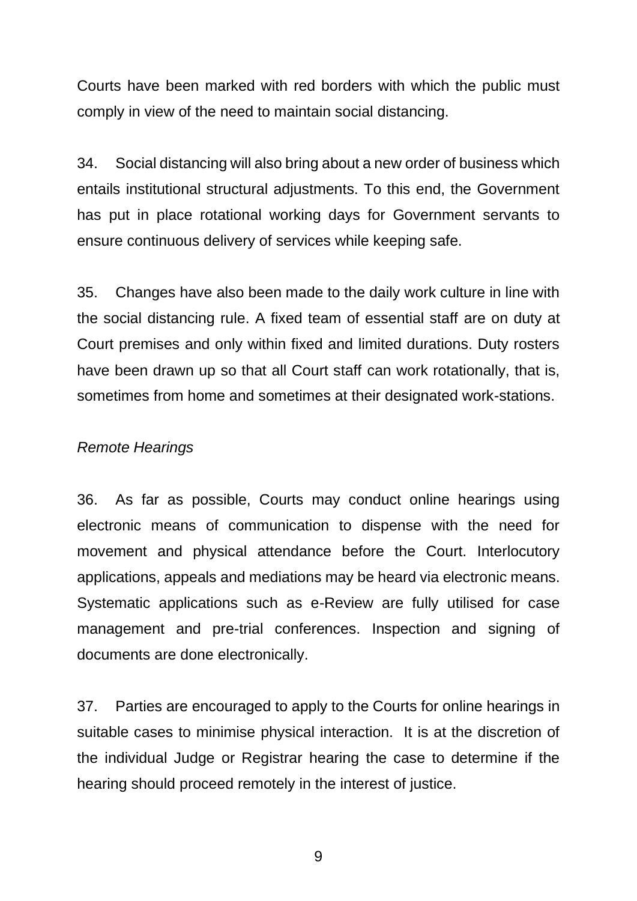Courts have been marked with red borders with which the public must comply in view of the need to maintain social distancing.

34. Social distancing will also bring about a new order of business which entails institutional structural adjustments. To this end, the Government has put in place rotational working days for Government servants to ensure continuous delivery of services while keeping safe.

35. Changes have also been made to the daily work culture in line with the social distancing rule. A fixed team of essential staff are on duty at Court premises and only within fixed and limited durations. Duty rosters have been drawn up so that all Court staff can work rotationally, that is, sometimes from home and sometimes at their designated work-stations.

*Remote Hearings*

36. As far as possible, Courts may conduct online hearings using electronic means of communication to dispense with the need for movement and physical attendance before the Court. Interlocutory applications, appeals and mediations may be heard via electronic means. Systematic applications such as e-Review are fully utilised for case management and pre-trial conferences. Inspection and signing of documents are done electronically.

37. Parties are encouraged to apply to the Courts for online hearings in suitable cases to minimise physical interaction. It is at the discretion of the individual Judge or Registrar hearing the case to determine if the hearing should proceed remotely in the interest of justice.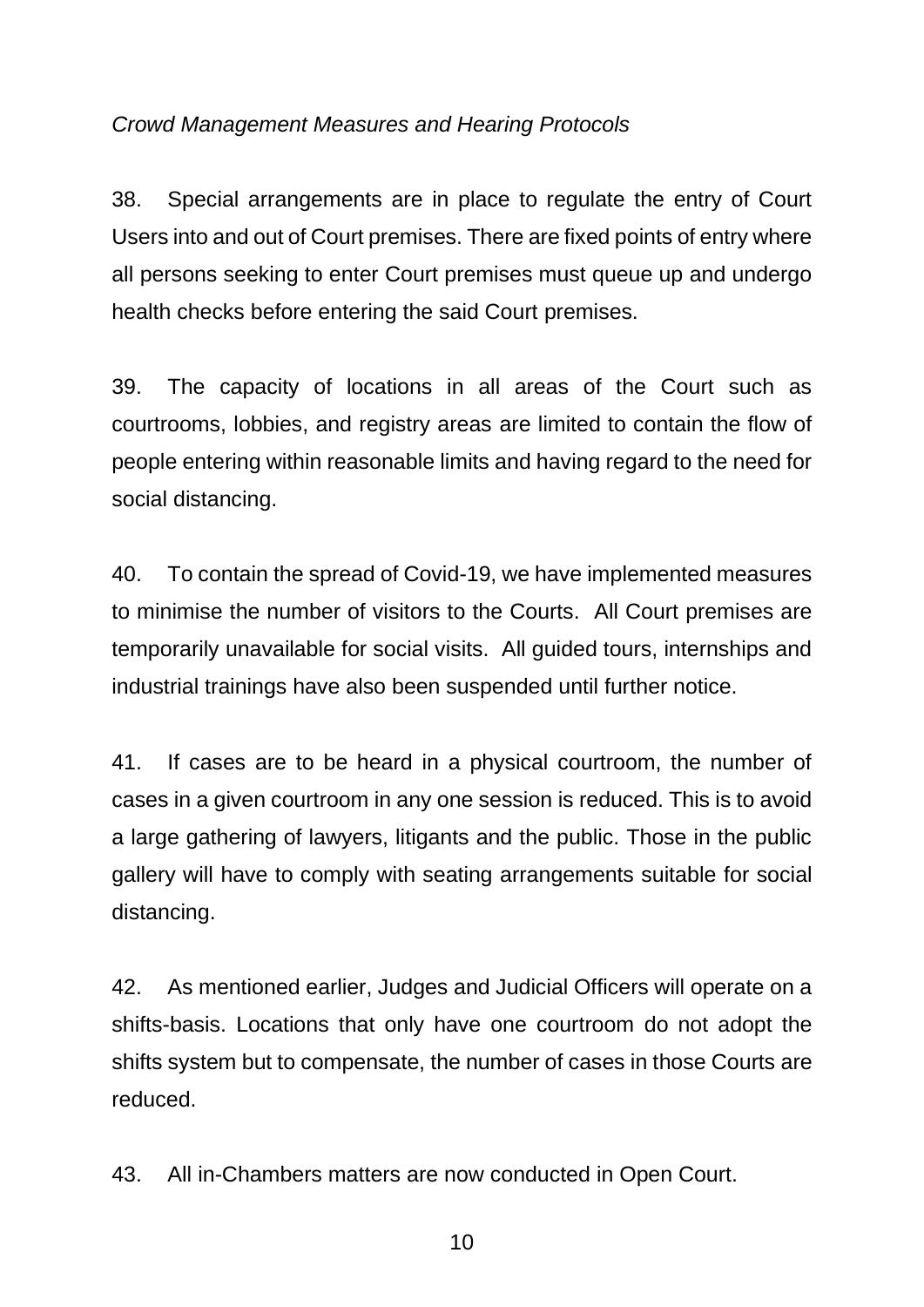*Crowd Management Measures and Hearing Protocols*

38. Special arrangements are in place to regulate the entry of Court Users into and out of Court premises. There are fixed points of entry where all persons seeking to enter Court premises must queue up and undergo health checks before entering the said Court premises.

39. The capacity of locations in all areas of the Court such as courtrooms, lobbies, and registry areas are limited to contain the flow of people entering within reasonable limits and having regard to the need for social distancing.

40. To contain the spread of Covid-19, we have implemented measures to minimise the number of visitors to the Courts. All Court premises are temporarily unavailable for social visits. All guided tours, internships and industrial trainings have also been suspended until further notice.

41. If cases are to be heard in a physical courtroom, the number of cases in a given courtroom in any one session is reduced. This is to avoid a large gathering of lawyers, litigants and the public. Those in the public gallery will have to comply with seating arrangements suitable for social distancing.

42. As mentioned earlier, Judges and Judicial Officers will operate on a shifts-basis. Locations that only have one courtroom do not adopt the shifts system but to compensate, the number of cases in those Courts are reduced.

43. All in-Chambers matters are now conducted in Open Court.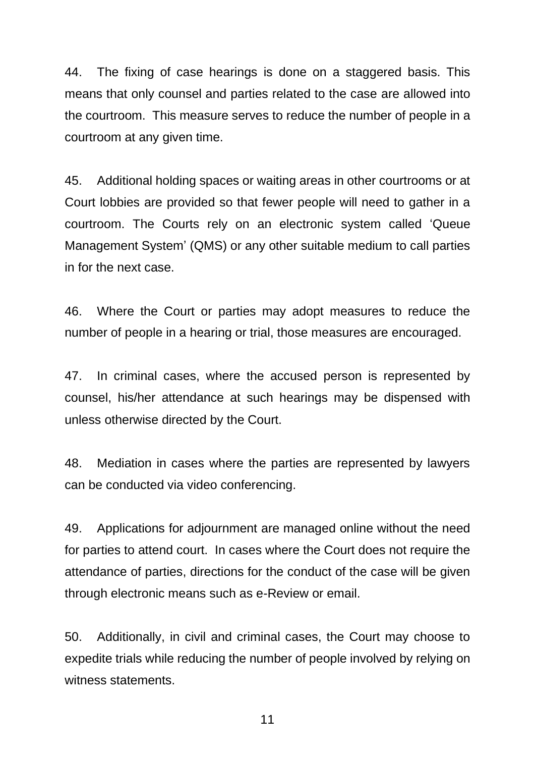44. The fixing of case hearings is done on a staggered basis. This means that only counsel and parties related to the case are allowed into the courtroom. This measure serves to reduce the number of people in a courtroom at any given time.

45. Additional holding spaces or waiting areas in other courtrooms or at Court lobbies are provided so that fewer people will need to gather in a courtroom. The Courts rely on an electronic system called 'Queue Management System' (QMS) or any other suitable medium to call parties in for the next case.

46. Where the Court or parties may adopt measures to reduce the number of people in a hearing or trial, those measures are encouraged.

47. In criminal cases, where the accused person is represented by counsel, his/her attendance at such hearings may be dispensed with unless otherwise directed by the Court.

48. Mediation in cases where the parties are represented by lawyers can be conducted via video conferencing.

49. Applications for adjournment are managed online without the need for parties to attend court. In cases where the Court does not require the attendance of parties, directions for the conduct of the case will be given through electronic means such as e-Review or email.

50. Additionally, in civil and criminal cases, the Court may choose to expedite trials while reducing the number of people involved by relying on witness statements.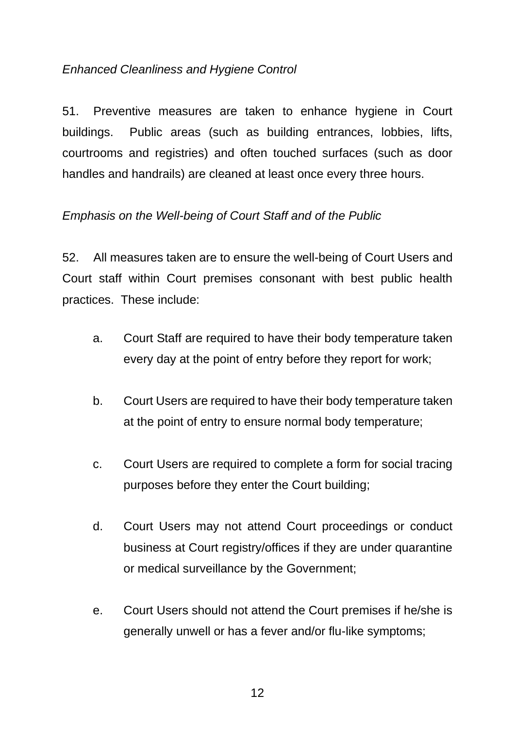*Enhanced Cleanliness and Hygiene Control*

51. Preventive measures are taken to enhance hygiene in Court buildings. Public areas (such as building entrances, lobbies, lifts, courtrooms and registries) and often touched surfaces (such as door handles and handrails) are cleaned at least once every three hours.

*Emphasis on the Well-being of Court Staff and of the Public*

52. All measures taken are to ensure the well-being of Court Users and Court staff within Court premises consonant with best public health practices. These include:

a. Court Staff are required to have their body temperature taken every day at the point of entry before they report for work;

b. Court Users are required to have their body temperature taken at the point of entry to ensure normal body temperature;

c. Court Users are required to complete a form for social tracing purposes before they enter the Court building;

d. Court Users may not attend Court proceedings or conduct business at Court registry/offices if they are under quarantine or medical surveillance by the Government;

e. Court Users should not attend the Court premises if he/she is generally unwell or has a fever and/or flu-like symptoms;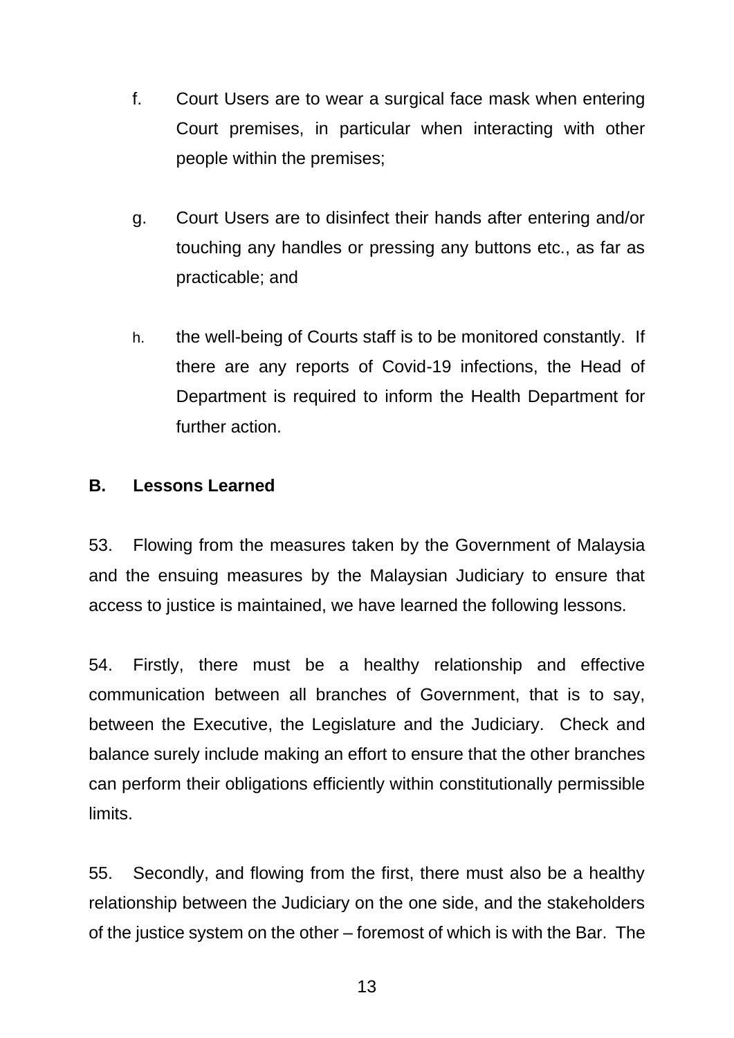f. Court Users are to wear a surgical face mask when entering Court premises, in particular when interacting with other people within the premises;

g. Court Users are to disinfect their hands after entering and/or touching any handles or pressing any buttons etc., as far as practicable; and

h. the well-being of Courts staff is to be monitored constantly. If there are any reports of Covid-19 infections, the Head of Department is required to inform the Health Department for further action.

## B. Lessons Learned

53. Flowing from the measures taken by the Government of Malaysia and the ensuing measures by the Malaysian Judiciary to ensure that access to justice is maintained, we have learned the following lessons.

54. Firstly, there must be a healthy relationship and effective communication between all branches of Government, that is to say, between the Executive, the Legislature and the Judiciary. Check and balance surely include making an effort to ensure that the other branches can perform their obligations efficiently within constitutionally permissible limits.

55. Secondly, and flowing from the first, there must also be a healthy relationship between the Judiciary on the one side, and the stakeholders of the justice system on the other – foremost of which is with the Bar. The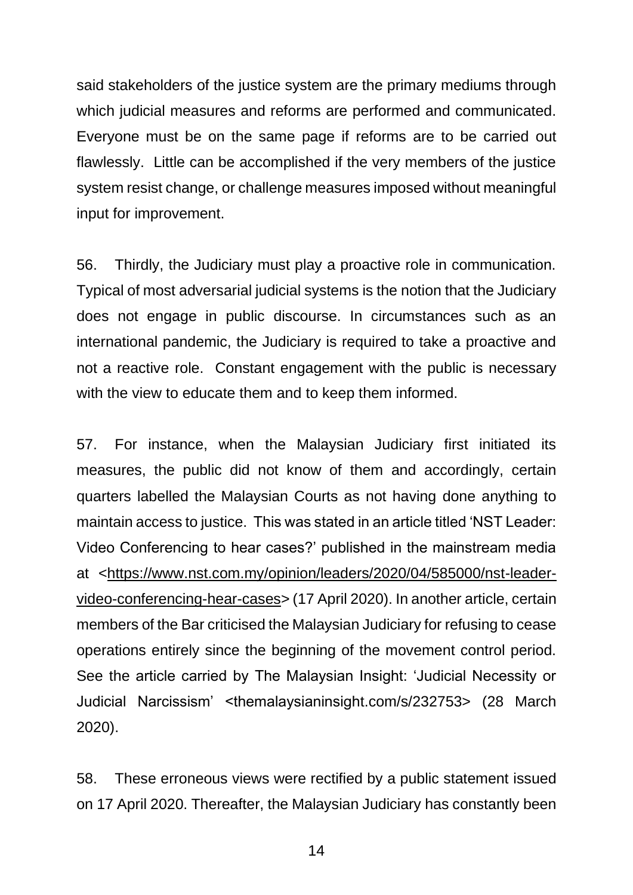said stakeholders of the justice system are the primary mediums through which judicial measures and reforms are performed and communicated. Everyone must be on the same page if reforms are to be carried out flawlessly. Little can be accomplished if the very members of the justice system resist change, or challenge measures imposed without meaningful input for improvement.

56. Thirdly, the Judiciary must play a proactive role in communication. Typical of most adversarial judicial systems is the notion that the Judiciary does not engage in public discourse. In circumstances such as an international pandemic, the Judiciary is required to take a proactive and not a reactive role. Constant engagement with the public is necessary with the view to educate them and to keep them informed.

57. For instance, when the Malaysian Judiciary first initiated its measures, the public did not know of them and accordingly, certain quarters labelled the Malaysian Courts as not having done anything to maintain access to justice. This was stated in an article titled 'NST Leader: Video Conferencing to hear cases?' published in the mainstream media at <https://www.nst.com.my/opinion/leaders/2020/04/585000/nst-leader-video-conferencing-hear-cases> (17 April 2020). In another article, certain members of the Bar criticised the Malaysian Judiciary for refusing to cease operations entirely since the beginning of the movement control period. See the article carried by The Malaysian Insight: 'Judicial Necessity or Judicial Narcissism' <themalaysianinsight.com/s/232753> (28 March 2020).

58. These erroneous views were rectified by a public statement issued on 17 April 2020. Thereafter, the Malaysian Judiciary has constantly been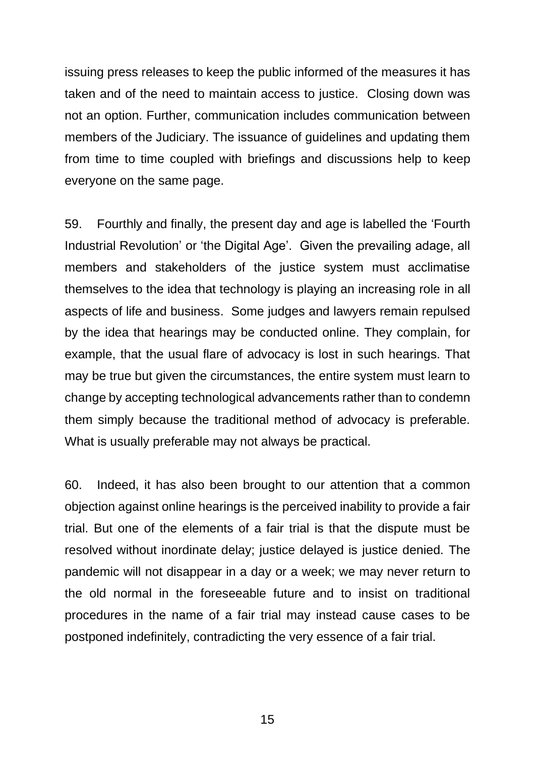issuing press releases to keep the public informed of the measures it has taken and of the need to maintain access to justice. Closing down was not an option. Further, communication includes communication between members of the Judiciary. The issuance of guidelines and updating them from time to time coupled with briefings and discussions help to keep everyone on the same page.

59. Fourthly and finally, the present day and age is labelled the 'Fourth Industrial Revolution' or 'the Digital Age'. Given the prevailing adage, all members and stakeholders of the justice system must acclimatise themselves to the idea that technology is playing an increasing role in all aspects of life and business. Some judges and lawyers remain repulsed by the idea that hearings may be conducted online. They complain, for example, that the usual flare of advocacy is lost in such hearings. That may be true but given the circumstances, the entire system must learn to change by accepting technological advancements rather than to condemn them simply because the traditional method of advocacy is preferable. What is usually preferable may not always be practical.

60. Indeed, it has also been brought to our attention that a common objection against online hearings is the perceived inability to provide a fair trial. But one of the elements of a fair trial is that the dispute must be resolved without inordinate delay; justice delayed is justice denied. The pandemic will not disappear in a day or a week; we may never return to the old normal in the foreseeable future and to insist on traditional procedures in the name of a fair trial may instead cause cases to be postponed indefinitely, contradicting the very essence of a fair trial.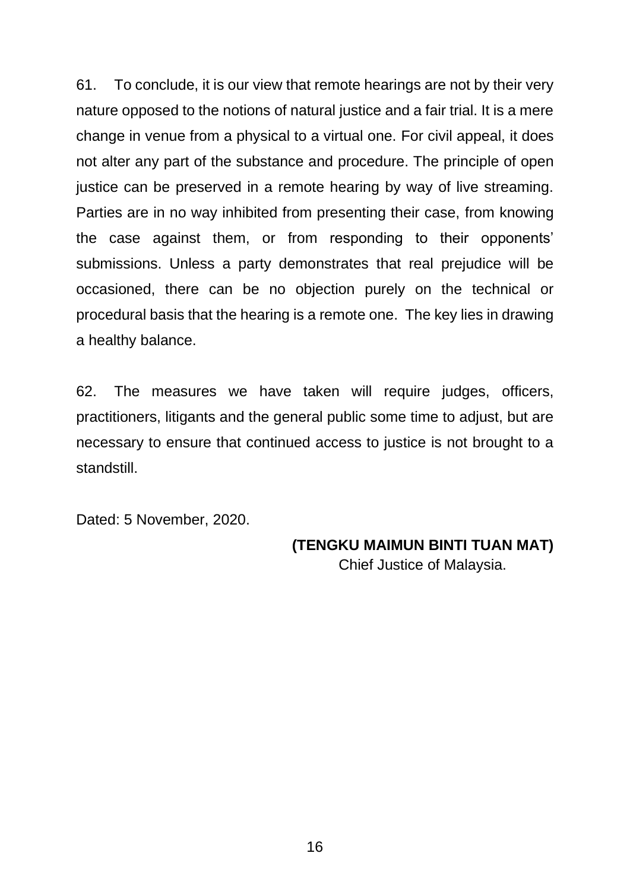61. To conclude, it is our view that remote hearings are not by their very nature opposed to the notions of natural justice and a fair trial. It is a mere change in venue from a physical to a virtual one. For civil appeal, it does not alter any part of the substance and procedure. The principle of open justice can be preserved in a remote hearing by way of live streaming. Parties are in no way inhibited from presenting their case, from knowing the case against them, or from responding to their opponents' submissions. Unless a party demonstrates that real prejudice will be occasioned, there can be no objection purely on the technical or procedural basis that the hearing is a remote one. The key lies in drawing a healthy balance.

62. The measures we have taken will require judges, officers, practitioners, litigants and the general public some time to adjust, but are necessary to ensure that continued access to justice is not brought to a standstill.

Dated: 5 November, 2020.

**(TENGKU MAIMUN BINTI TUAN MAT)**
Chief Justice of Malaysia.